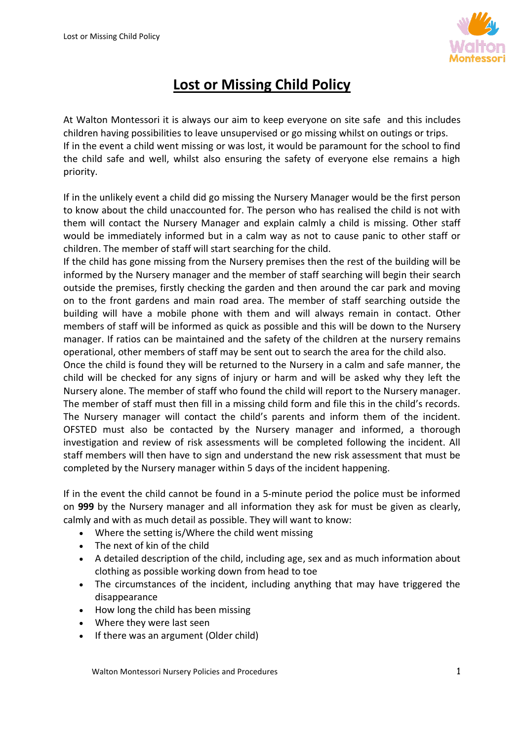# Lost or Missing Child Policy

At Walton Montessori it is always our aim to keep everyone on site safe and this includes children having possibilities to leave unsupervised or go missing whilst on outings or trips. If in the event a child went missing or was lost, it would be paramount for the school to find the child safe and well, whilst also ensuring the safety of everyone else remains a high priority.

If in the unlikely event a child did go missing the Nursery Manager would be the first person to know about the child unaccounted for. The person who has realised the child is not with them will contact the Nursery Manager and explain calmly a child is missing. Other staff would be immediately informed but in a calm way as not to cause panic to other staff or children. The member of staff will start searching for the child.

If the child has gone missing from the Nursery premises then the rest of the building will be informed by the Nursery manager and the member of staff searching will begin their search outside the premises, firstly checking the garden and then around the car park and moving on to the front gardens and main road area. The member of staff searching outside the building will have a mobile phone with them and will always remain in contact. Other members of staff will be informed as quick as possible and this will be down to the Nursery manager. If ratios can be maintained and the safety of the children at the nursery remains operational, other members of staff may be sent out to search the area for the child also.

Once the child is found they will be returned to the Nursery in a calm and safe manner, the child will be checked for any signs of injury or harm and will be asked why they left the Nursery alone. The member of staff who found the child will report to the Nursery manager. The member of staff must then fill in a missing child form and file this in the child's records. The Nursery manager will contact the child's parents and inform them of the incident. OFSTED must also be contacted by the Nursery manager and informed, a thorough investigation and review of risk assessments will be completed following the incident. All staff members will then have to sign and understand the new risk assessment that must be completed by the Nursery manager within 5 days of the incident happening.

If in the event the child cannot be found in a 5-minute period the police must be informed on **999** by the Nursery manager and all information they ask for must be given as clearly, calmly and with as much detail as possible. They will want to know:

- Where the setting is/Where the child went missing
- The next of kin of the child
- A detailed description of the child, including age, sex and as much information about clothing as possible working down from head to toe
- The circumstances of the incident, including anything that may have triggered the disappearance
- How long the child has been missing
- Where they were last seen
- If there was an argument (Older child)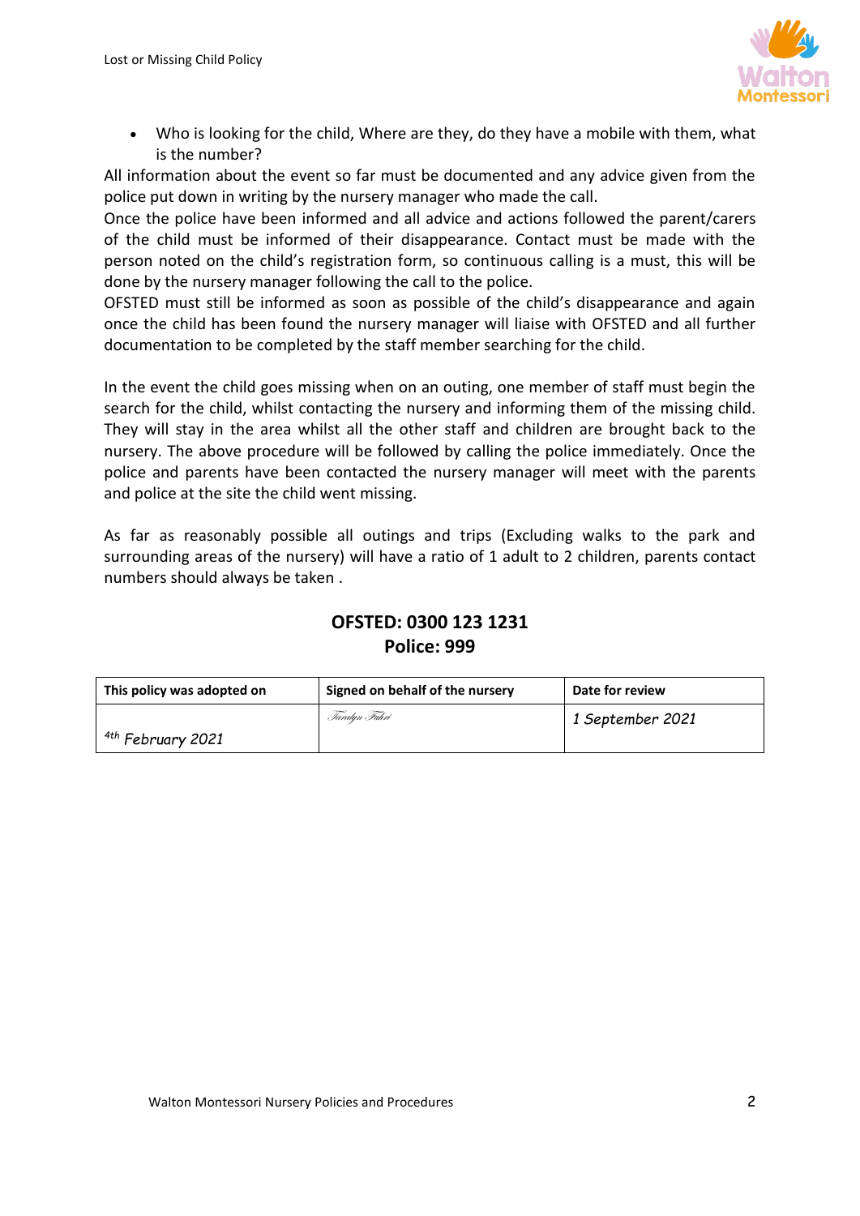- Who is looking for the child, Where are they, do they have a mobile with them, what is the number?

All information about the event so far must be documented and any advice given from the police put down in writing by the nursery manager who made the call.

Once the police have been informed and all advice and actions followed the parent/carers of the child must be informed of their disappearance. Contact must be made with the person noted on the child's registration form, so continuous calling is a must, this will be done by the nursery manager following the call to the police.

OFSTED must still be informed as soon as possible of the child's disappearance and again once the child has been found the nursery manager will liaise with OFSTED and all further documentation to be completed by the staff member searching for the child.

In the event the child goes missing when on an outing, one member of staff must begin the search for the child, whilst contacting the nursery and informing them of the missing child. They will stay in the area whilst all the other staff and children are brought back to the nursery. The above procedure will be followed by calling the police immediately. Once the police and parents have been contacted the nursery manager will meet with the parents and police at the site the child went missing.

As far as reasonably possible all outings and trips (Excluding walks to the park and surrounding areas of the nursery) will have a ratio of 1 adult to 2 children, parents contact numbers should always be taken .

**OFSTED: 0300 123 1231**
**Police: 999**

| This policy was adopted on | Signed on behalf of the nursery | Date for review |
|---|---|---|
| *4th February 2021* | *Taralyn Fakri* | *1 September 2021* |